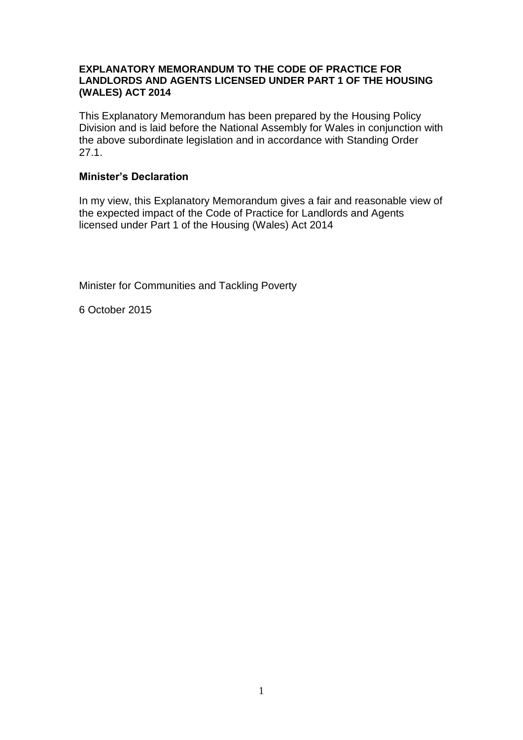**EXPLANATORY MEMORANDUM TO THE CODE OF PRACTICE FOR LANDLORDS AND AGENTS LICENSED UNDER PART 1 OF THE HOUSING (WALES) ACT 2014**

This Explanatory Memorandum has been prepared by the Housing Policy Division and is laid before the National Assembly for Wales in conjunction with the above subordinate legislation and in accordance with Standing Order 27.1.

## Minister's Declaration

In my view, this Explanatory Memorandum gives a fair and reasonable view of the expected impact of the Code of Practice for Landlords and Agents licensed under Part 1 of the Housing (Wales) Act 2014

Minister for Communities and Tackling Poverty

6 October 2015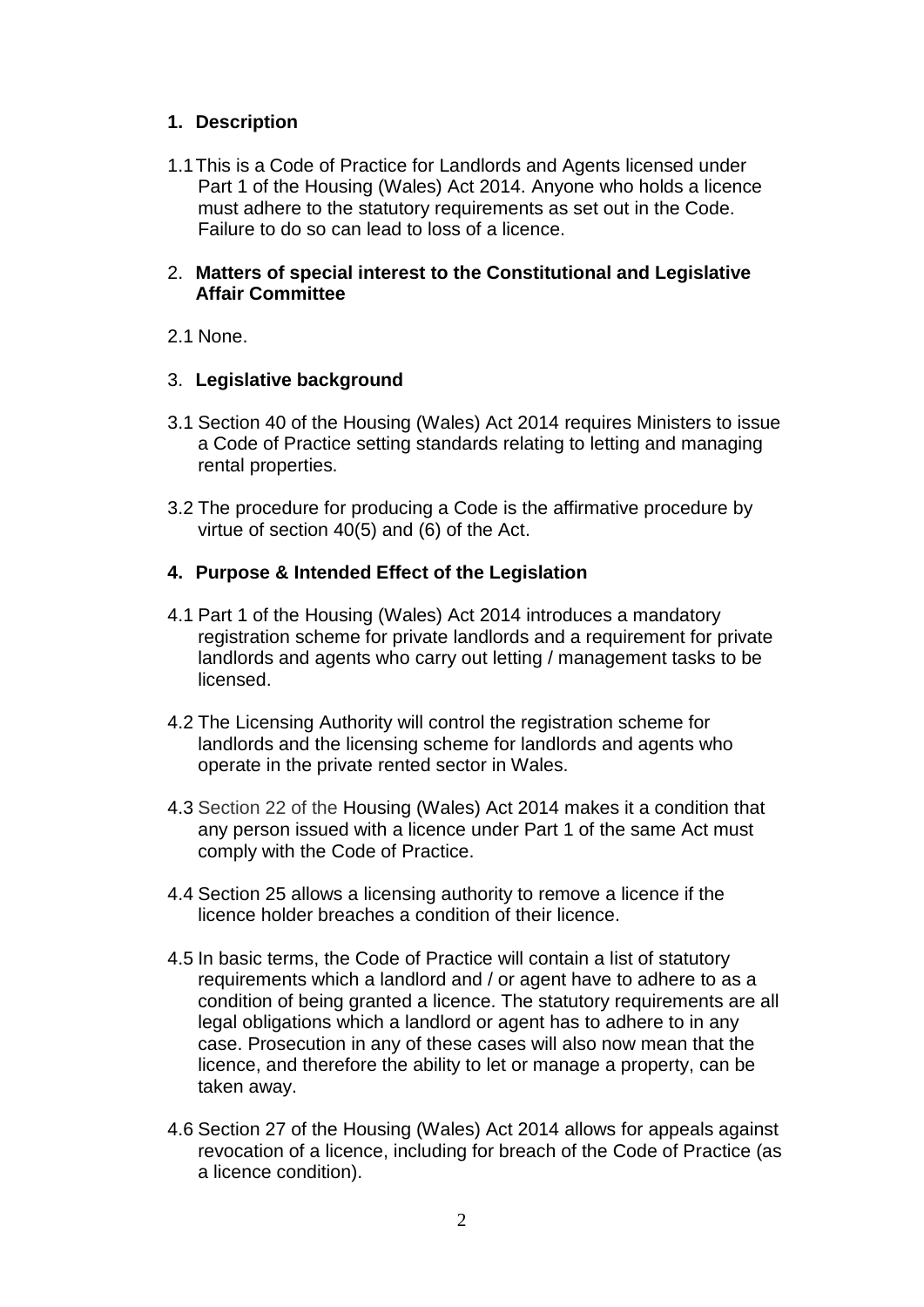## 1. Description

1.1 This is a Code of Practice for Landlords and Agents licensed under Part 1 of the Housing (Wales) Act 2014. Anyone who holds a licence must adhere to the statutory requirements as set out in the Code. Failure to do so can lead to loss of a licence.

## 2. Matters of special interest to the Constitutional and Legislative Affair Committee

2.1 None.

## 3. Legislative background

3.1 Section 40 of the Housing (Wales) Act 2014 requires Ministers to issue a Code of Practice setting standards relating to letting and managing rental properties.

3.2 The procedure for producing a Code is the affirmative procedure by virtue of section 40(5) and (6) of the Act.

## 4. Purpose & Intended Effect of the Legislation

4.1 Part 1 of the Housing (Wales) Act 2014 introduces a mandatory registration scheme for private landlords and a requirement for private landlords and agents who carry out letting / management tasks to be licensed.

4.2 The Licensing Authority will control the registration scheme for landlords and the licensing scheme for landlords and agents who operate in the private rented sector in Wales.

4.3 Section 22 of the Housing (Wales) Act 2014 makes it a condition that any person issued with a licence under Part 1 of the same Act must comply with the Code of Practice.

4.4 Section 25 allows a licensing authority to remove a licence if the licence holder breaches a condition of their licence.

4.5 In basic terms, the Code of Practice will contain a list of statutory requirements which a landlord and / or agent have to adhere to as a condition of being granted a licence. The statutory requirements are all legal obligations which a landlord or agent has to adhere to in any case. Prosecution in any of these cases will also now mean that the licence, and therefore the ability to let or manage a property, can be taken away.

4.6 Section 27 of the Housing (Wales) Act 2014 allows for appeals against revocation of a licence, including for breach of the Code of Practice (as a licence condition).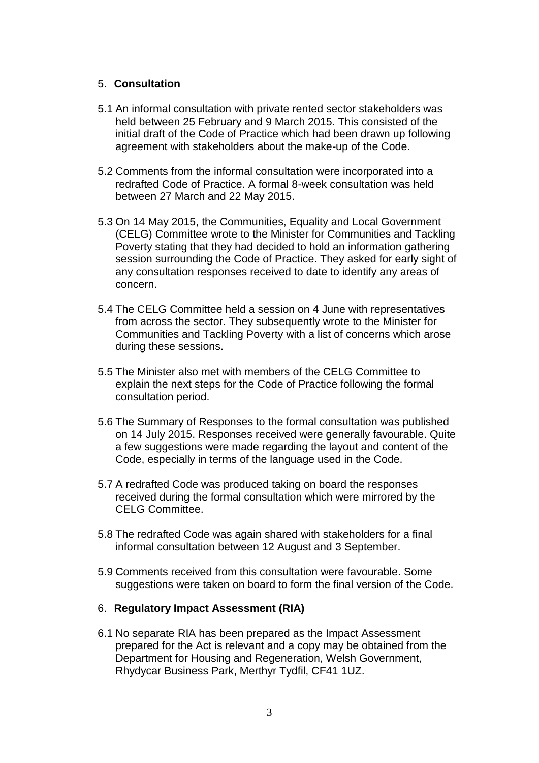## 5. **Consultation**

5.1 An informal consultation with private rented sector stakeholders was held between 25 February and 9 March 2015. This consisted of the initial draft of the Code of Practice which had been drawn up following agreement with stakeholders about the make-up of the Code.

5.2 Comments from the informal consultation were incorporated into a redrafted Code of Practice. A formal 8-week consultation was held between 27 March and 22 May 2015.

5.3 On 14 May 2015, the Communities, Equality and Local Government (CELG) Committee wrote to the Minister for Communities and Tackling Poverty stating that they had decided to hold an information gathering session surrounding the Code of Practice. They asked for early sight of any consultation responses received to date to identify any areas of concern.

5.4 The CELG Committee held a session on 4 June with representatives from across the sector. They subsequently wrote to the Minister for Communities and Tackling Poverty with a list of concerns which arose during these sessions.

5.5 The Minister also met with members of the CELG Committee to explain the next steps for the Code of Practice following the formal consultation period.

5.6 The Summary of Responses to the formal consultation was published on 14 July 2015. Responses received were generally favourable. Quite a few suggestions were made regarding the layout and content of the Code, especially in terms of the language used in the Code.

5.7 A redrafted Code was produced taking on board the responses received during the formal consultation which were mirrored by the CELG Committee.

5.8 The redrafted Code was again shared with stakeholders for a final informal consultation between 12 August and 3 September.

5.9 Comments received from this consultation were favourable. Some suggestions were taken on board to form the final version of the Code.

## 6. **Regulatory Impact Assessment (RIA)**

6.1 No separate RIA has been prepared as the Impact Assessment prepared for the Act is relevant and a copy may be obtained from the Department for Housing and Regeneration, Welsh Government, Rhydycar Business Park, Merthyr Tydfil, CF41 1UZ.